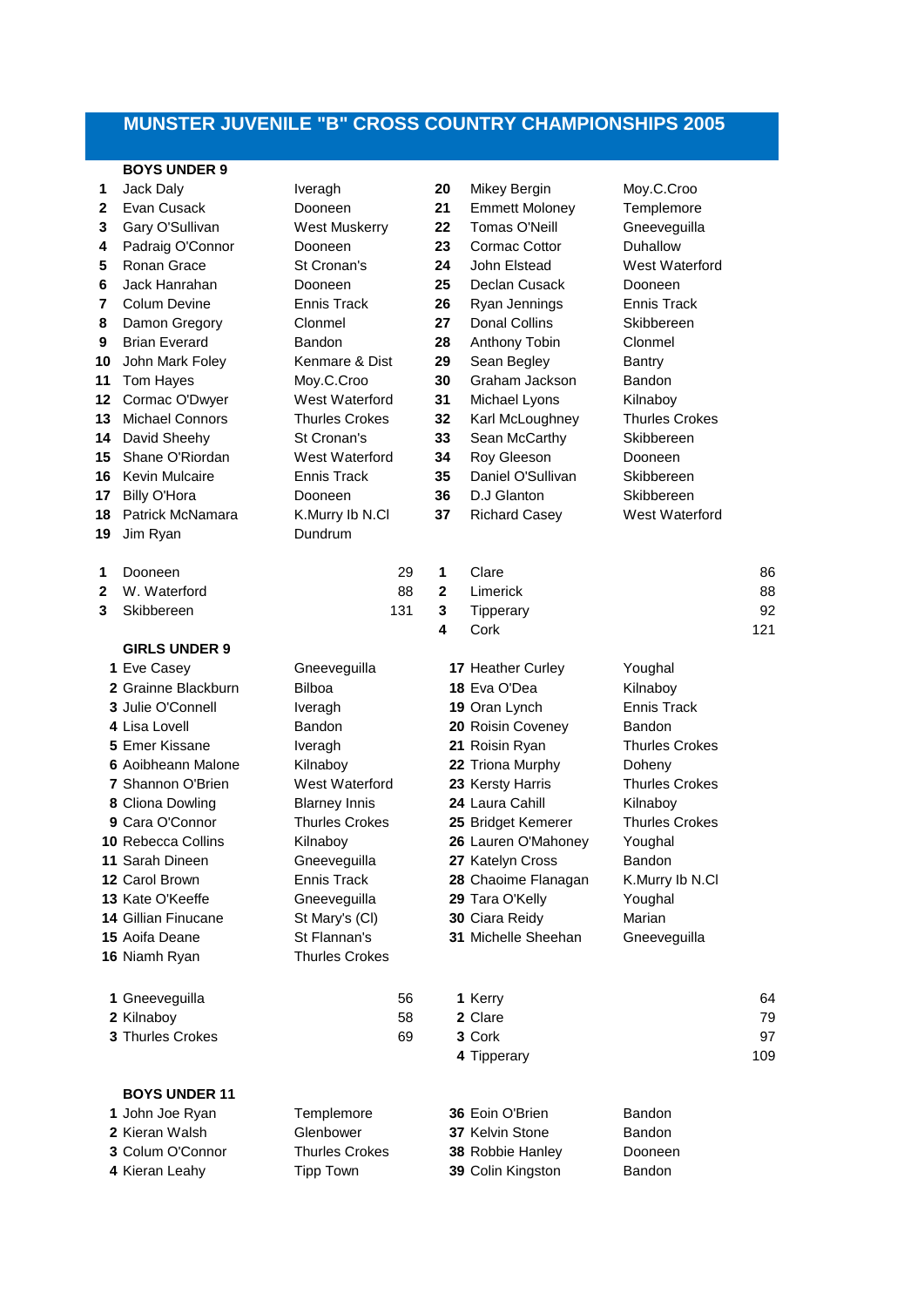# MUNSTER JUVENILE "B" CROSS COUNTRY CHAMPIONSHIPS 2005

## BOYS UNDER 9

| Pos | Name | Club | Pos | Name | Club |
|---|---|---|---|---|---|
| 1 | Jack Daly | Iveragh | 20 | Mikey Bergin | Moy.C.Croo |
| 2 | Evan Cusack | Dooneen | 21 | Emmett Moloney | Templemore |
| 3 | Gary O'Sullivan | West Muskerry | 22 | Tomas O'Neill | Gneeveguilla |
| 4 | Padraig O'Connor | Dooneen | 23 | Cormac Cottor | Duhallow |
| 5 | Ronan Grace | St Cronan's | 24 | John Elstead | West Waterford |
| 6 | Jack Hanrahan | Dooneen | 25 | Declan Cusack | Dooneen |
| 7 | Colum Devine | Ennis Track | 26 | Ryan Jennings | Ennis Track |
| 8 | Damon Gregory | Clonmel | 27 | Donal Collins | Skibbereen |
| 9 | Brian Everard | Bandon | 28 | Anthony Tobin | Clonmel |
| 10 | John Mark Foley | Kenmare & Dist | 29 | Sean Begley | Bantry |
| 11 | Tom Hayes | Moy.C.Croo | 30 | Graham Jackson | Bandon |
| 12 | Cormac O'Dwyer | West Waterford | 31 | Michael Lyons | Kilnaboy |
| 13 | Michael Connors | Thurles Crokes | 32 | Karl McLoughney | Thurles Crokes |
| 14 | David Sheehy | St Cronan's | 33 | Sean McCarthy | Skibbereen |
| 15 | Shane O'Riordan | West Waterford | 34 | Roy Gleeson | Dooneen |
| 16 | Kevin Mulcaire | Ennis Track | 35 | Daniel O'Sullivan | Skibbereen |
| 17 | Billy O'Hora | Dooneen | 36 | D.J Glanton | Skibbereen |
| 18 | Patrick McNamara | K.Murry Ib N.Cl | 37 | Richard Casey | West Waterford |
| 19 | Jim Ryan | Dundrum | | | |

| Pos | Club | Points | Pos | County | Points |
|---|---|---|---|---|---|
| 1 | Dooneen | 29 | 1 | Clare | 86 |
| 2 | W. Waterford | 88 | 2 | Limerick | 88 |
| 3 | Skibbereen | 131 | 3 | Tipperary | 92 |
| | | | 4 | Cork | 121 |

## GIRLS UNDER 9

| Pos | Name | Club | Pos | Name | Club |
|---|---|---|---|---|---|
| 1 | Eve Casey | Gneeveguilla | 17 | Heather Curley | Youghal |
| 2 | Grainne Blackburn | Bilboa | 18 | Eva O'Dea | Kilnaboy |
| 3 | Julie O'Connell | Iveragh | 19 | Oran Lynch | Ennis Track |
| 4 | Lisa Lovell | Bandon | 20 | Roisin Coveney | Bandon |
| 5 | Emer Kissane | Iveragh | 21 | Roisin Ryan | Thurles Crokes |
| 6 | Aoibheann Malone | Kilnaboy | 22 | Triona Murphy | Doheny |
| 7 | Shannon O'Brien | West Waterford | 23 | Kersty Harris | Thurles Crokes |
| 8 | Cliona Dowling | Blarney Innis | 24 | Laura Cahill | Kilnaboy |
| 9 | Cara O'Connor | Thurles Crokes | 25 | Bridget Kemerer | Thurles Crokes |
| 10 | Rebecca Collins | Kilnaboy | 26 | Lauren O'Mahoney | Youghal |
| 11 | Sarah Dineen | Gneeveguilla | 27 | Katelyn Cross | Bandon |
| 12 | Carol Brown | Ennis Track | 28 | Chaoime Flanagan | K.Murry Ib N.Cl |
| 13 | Kate O'Keeffe | Gneeveguilla | 29 | Tara O'Kelly | Youghal |
| 14 | Gillian Finucane | St Mary's (Cl) | 30 | Ciara Reidy | Marian |
| 15 | Aoifa Deane | St Flannan's | 31 | Michelle Sheehan | Gneeveguilla |
| 16 | Niamh Ryan | Thurles Crokes | | | |

| Pos | Club | Points | Pos | County | Points |
|---|---|---|---|---|---|
| 1 | Gneeveguilla | 56 | 1 | Kerry | 64 |
| 2 | Kilnaboy | 58 | 2 | Clare | 79 |
| 3 | Thurles Crokes | 69 | 3 | Cork | 97 |
| | | | 4 | Tipperary | 109 |

## BOYS UNDER 11

| Pos | Name | Club | Pos | Name | Club |
|---|---|---|---|---|---|
| 1 | John Joe Ryan | Templemore | 36 | Eoin O'Brien | Bandon |
| 2 | Kieran Walsh | Glenbower | 37 | Kelvin Stone | Bandon |
| 3 | Colum O'Connor | Thurles Crokes | 38 | Robbie Hanley | Dooneen |
| 4 | Kieran Leahy | Tipp Town | 39 | Colin Kingston | Bandon |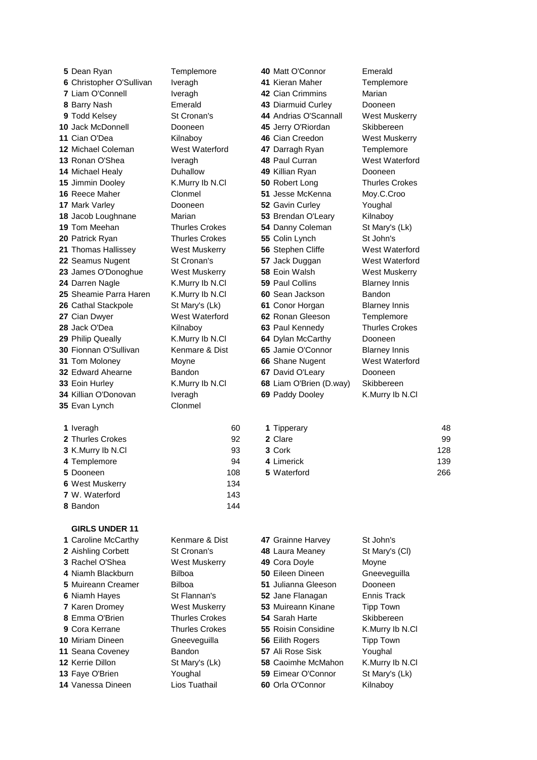| | | | |
|---|---|---|---|
| **5** Dean Ryan | Templemore | **40** Matt O'Connor | Emerald |
| **6** Christopher O'Sullivan | Iveragh | **41** Kieran Maher | Templemore |
| **7** Liam O'Connell | Iveragh | **42** Cian Crimmins | Marian |
| **8** Barry Nash | Emerald | **43** Diarmuid Curley | Dooneen |
| **9** Todd Kelsey | St Cronan's | **44** Andrias O'Scannall | West Muskerry |
| **10** Jack McDonnell | Dooneen | **45** Jerry O'Riordan | Skibbereen |
| **11** Cian O'Dea | Kilnaboy | **46** Cian Creedon | West Muskerry |
| **12** Michael Coleman | West Waterford | **47** Darragh Ryan | Templemore |
| **13** Ronan O'Shea | Iveragh | **48** Paul Curran | West Waterford |
| **14** Michael Healy | Duhallow | **49** Killian Ryan | Dooneen |
| **15** Jimmin Dooley | K.Murry Ib N.Cl | **50** Robert Long | Thurles Crokes |
| **16** Reece Maher | Clonmel | **51** Jesse McKenna | Moy.C.Croo |
| **17** Mark Varley | Dooneen | **52** Gavin Curley | Youghal |
| **18** Jacob Loughnane | Marian | **53** Brendan O'Leary | Kilnaboy |
| **19** Tom Meehan | Thurles Crokes | **54** Danny Coleman | St Mary's (Lk) |
| **20** Patrick Ryan | Thurles Crokes | **55** Colin Lynch | St John's |
| **21** Thomas Hallissey | West Muskerry | **56** Stephen Cliffe | West Waterford |
| **22** Seamus Nugent | St Cronan's | **57** Jack Duggan | West Waterford |
| **23** James O'Donoghue | West Muskerry | **58** Eoin Walsh | West Muskerry |
| **24** Darren Nagle | K.Murry Ib N.Cl | **59** Paul Collins | Blarney Innis |
| **25** Sheamie Parra Haren | K.Murry Ib N.Cl | **60** Sean Jackson | Bandon |
| **26** Cathal Stackpole | St Mary's (Lk) | **61** Conor Horgan | Blarney Innis |
| **27** Cian Dwyer | West Waterford | **62** Ronan Gleeson | Templemore |
| **28** Jack O'Dea | Kilnaboy | **63** Paul Kennedy | Thurles Crokes |
| **29** Philip Queally | K.Murry Ib N.Cl | **64** Dylan McCarthy | Dooneen |
| **30** Fionnan O'Sullivan | Kenmare & Dist | **65** Jamie O'Connor | Blarney Innis |
| **31** Tom Moloney | Moyne | **66** Shane Nugent | West Waterford |
| **32** Edward Ahearne | Bandon | **67** David O'Leary | Dooneen |
| **33** Eoin Hurley | K.Murry Ib N.Cl | **68** Liam O'Brien (D.way) | Skibbereen |
| **34** Killian O'Donovan | Iveragh | **69** Paddy Dooley | K.Murry Ib N.Cl |
| **35** Evan Lynch | Clonmel | | |

| | | | |
|---|---|---|---|
| **1** Iveragh | 60 | **1** Tipperary | 48 |
| **2** Thurles Crokes | 92 | **2** Clare | 99 |
| **3** K.Murry Ib N.Cl | 93 | **3** Cork | 128 |
| **4** Templemore | 94 | **4** Limerick | 139 |
| **5** Dooneen | 108 | **5** Waterford | 266 |
| **6** West Muskerry | 134 | | |
| **7** W. Waterford | 143 | | |
| **8** Bandon | 144 | | |

**GIRLS UNDER 11**

| | | | |
|---|---|---|---|
| **1** Caroline McCarthy | Kenmare & Dist | **47** Grainne Harvey | St John's |
| **2** Aishling Corbett | St Cronan's | **48** Laura Meaney | St Mary's (Cl) |
| **3** Rachel O'Shea | West Muskerry | **49** Cora Doyle | Moyne |
| **4** Niamh Blackburn | Bilboa | **50** Eileen Dineen | Gneeveguilla |
| **5** Muireann Creamer | Bilboa | **51** Julianna Gleeson | Dooneen |
| **6** Niamh Hayes | St Flannan's | **52** Jane Flanagan | Ennis Track |
| **7** Karen Dromey | West Muskerry | **53** Muireann Kinane | Tipp Town |
| **8** Emma O'Brien | Thurles Crokes | **54** Sarah Harte | Skibbereen |
| **9** Cora Kerrane | Thurles Crokes | **55** Roisin Considine | K.Murry Ib N.Cl |
| **10** Miriam Dineen | Gneeveguilla | **56** Eilith Rogers | Tipp Town |
| **11** Seana Coveney | Bandon | **57** Ali Rose Sisk | Youghal |
| **12** Kerrie Dillon | St Mary's (Lk) | **58** Caoimhe McMahon | K.Murry Ib N.Cl |
| **13** Faye O'Brien | Youghal | **59** Eimear O'Connor | St Mary's (Lk) |
| **14** Vanessa Dineen | Lios Tuathail | **60** Orla O'Connor | Kilnaboy |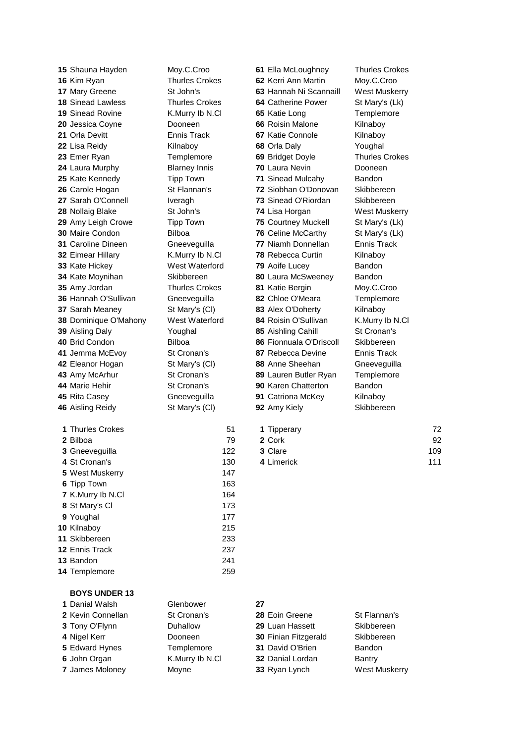| Pos | Name | Club | Pos | Name | Club |
|---|---|---|---|---|---|
| 15 | Shauna Hayden | Moy.C.Croo | 61 | Ella McLoughney | Thurles Crokes |
| 16 | Kim Ryan | Thurles Crokes | 62 | Kerri Ann Martin | Moy.C.Croo |
| 17 | Mary Greene | St John's | 63 | Hannah Ni Scannaill | West Muskerry |
| 18 | Sinead Lawless | Thurles Crokes | 64 | Catherine Power | St Mary's (Lk) |
| 19 | Sinead Rovine | K.Murry Ib N.Cl | 65 | Katie Long | Templemore |
| 20 | Jessica Coyne | Dooneen | 66 | Roisin Malone | Kilnaboy |
| 21 | Orla Devitt | Ennis Track | 67 | Katie Connole | Kilnaboy |
| 22 | Lisa Reidy | Kilnaboy | 68 | Orla Daly | Youghal |
| 23 | Emer Ryan | Templemore | 69 | Bridget Doyle | Thurles Crokes |
| 24 | Laura Murphy | Blarney Innis | 70 | Laura Nevin | Dooneen |
| 25 | Kate Kennedy | Tipp Town | 71 | Sinead Mulcahy | Bandon |
| 26 | Carole Hogan | St Flannan's | 72 | Siobhan O'Donovan | Skibbereen |
| 27 | Sarah O'Connell | Iveragh | 73 | Sinead O'Riordan | Skibbereen |
| 28 | Nollaig Blake | St John's | 74 | Lisa Horgan | West Muskerry |
| 29 | Amy Leigh Crowe | Tipp Town | 75 | Courtney Muckell | St Mary's (Lk) |
| 30 | Maire Condon | Bilboa | 76 | Celine McCarthy | St Mary's (Lk) |
| 31 | Caroline Dineen | Gneeveguilla | 77 | Niamh Donnellan | Ennis Track |
| 32 | Eimear Hillary | K.Murry Ib N.Cl | 78 | Rebecca Curtin | Kilnaboy |
| 33 | Kate Hickey | West Waterford | 79 | Aoife Lucey | Bandon |
| 34 | Kate Moynihan | Skibbereen | 80 | Laura McSweeney | Bandon |
| 35 | Amy Jordan | Thurles Crokes | 81 | Katie Bergin | Moy.C.Croo |
| 36 | Hannah O'Sullivan | Gneeveguilla | 82 | Chloe O'Meara | Templemore |
| 37 | Sarah Meaney | St Mary's (Cl) | 83 | Alex O'Doherty | Kilnaboy |
| 38 | Dominique O'Mahony | West Waterford | 84 | Roisin O'Sullivan | K.Murry Ib N.Cl |
| 39 | Aisling Daly | Youghal | 85 | Aishling Cahill | St Cronan's |
| 40 | Brid Condon | Bilboa | 86 | Fionnuala O'Driscoll | Skibbereen |
| 41 | Jemma McEvoy | St Cronan's | 87 | Rebecca Devine | Ennis Track |
| 42 | Eleanor Hogan | St Mary's (Cl) | 88 | Anne Sheehan | Gneeveguilla |
| 43 | Amy McArhur | St Cronan's | 89 | Lauren Butler Ryan | Templemore |
| 44 | Marie Hehir | St Cronan's | 90 | Karen Chatterton | Bandon |
| 45 | Rita Casey | Gneeveguilla | 91 | Catriona McKey | Kilnaboy |
| 46 | Aisling Reidy | St Mary's (Cl) | 92 | Amy Kiely | Skibbereen |

| Pos | Club | Points |
|---|---|---|
| 1 | Thurles Crokes | 51 |
| 2 | Bilboa | 79 |
| 3 | Gneeveguilla | 122 |
| 4 | St Cronan's | 130 |
| 5 | West Muskerry | 147 |
| 6 | Tipp Town | 163 |
| 7 | K.Murry Ib N.Cl | 164 |
| 8 | St Mary's Cl | 173 |
| 9 | Youghal | 177 |
| 10 | Kilnaboy | 215 |
| 11 | Skibbereen | 233 |
| 12 | Ennis Track | 237 |
| 13 | Bandon | 241 |
| 14 | Templemore | 259 |

| Pos | County | Points |
|---|---|---|
| 1 | Tipperary | 72 |
| 2 | Cork | 92 |
| 3 | Clare | 109 |
| 4 | Limerick | 111 |

**BOYS UNDER 13**

| Pos | Name | Club | Pos | Name | Club |
|---|---|---|---|---|---|
| 1 | Danial Walsh | Glenbower | 27 | | |
| 2 | Kevin Connellan | St Cronan's | 28 | Eoin Greene | St Flannan's |
| 3 | Tony O'Flynn | Duhallow | 29 | Luan Hassett | Skibbereen |
| 4 | Nigel Kerr | Dooneen | 30 | Finian Fitzgerald | Skibbereen |
| 5 | Edward Hynes | Templemore | 31 | David O'Brien | Bandon |
| 6 | John Organ | K.Murry Ib N.Cl | 32 | Danial Lordan | Bantry |
| 7 | James Moloney | Moyne | 33 | Ryan Lynch | West Muskerry |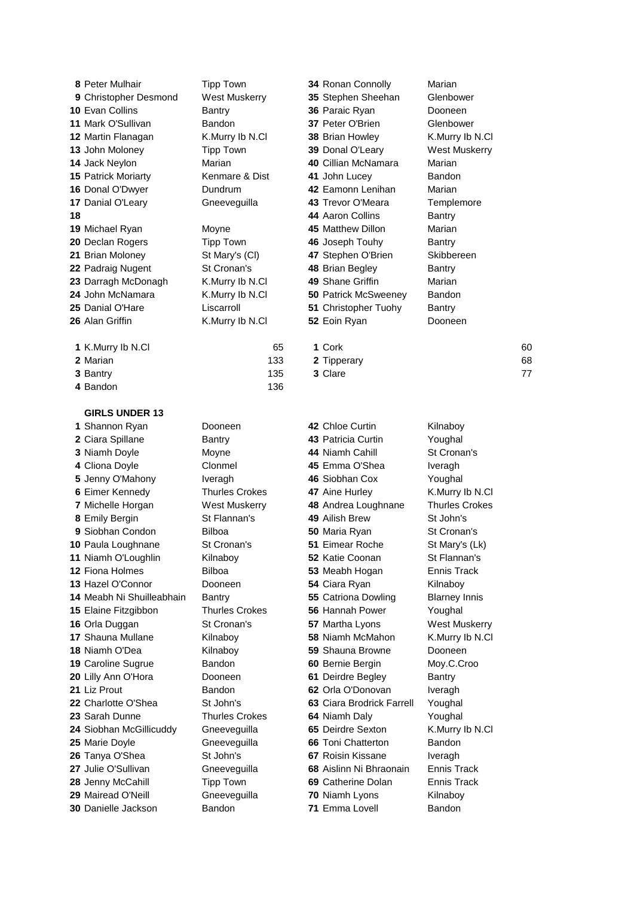| | | | | | |
|---|---|---|---|---|---|
| 8 | Peter Mulhair | Tipp Town | 34 | Ronan Connolly | Marian |
| 9 | Christopher Desmond | West Muskerry | 35 | Stephen Sheehan | Glenbower |
| 10 | Evan Collins | Bantry | 36 | Paraic Ryan | Dooneen |
| 11 | Mark O'Sullivan | Bandon | 37 | Peter O'Brien | Glenbower |
| 12 | Martin Flanagan | K.Murry Ib N.Cl | 38 | Brian Howley | K.Murry Ib N.Cl |
| 13 | John Moloney | Tipp Town | 39 | Donal O'Leary | West Muskerry |
| 14 | Jack Neylon | Marian | 40 | Cillian McNamara | Marian |
| 15 | Patrick Moriarty | Kenmare & Dist | 41 | John Lucey | Bandon |
| 16 | Donal O'Dwyer | Dundrum | 42 | Eamonn Lenihan | Marian |
| 17 | Danial O'Leary | Gneeveguilla | 43 | Trevor O'Meara | Templemore |
| 18 | | | 44 | Aaron Collins | Bantry |
| 19 | Michael Ryan | Moyne | 45 | Matthew Dillon | Marian |
| 20 | Declan Rogers | Tipp Town | 46 | Joseph Touhy | Bantry |
| 21 | Brian Moloney | St Mary's (Cl) | 47 | Stephen O'Brien | Skibbereen |
| 22 | Padraig Nugent | St Cronan's | 48 | Brian Begley | Bantry |
| 23 | Darragh McDonagh | K.Murry Ib N.Cl | 49 | Shane Griffin | Marian |
| 24 | John McNamara | K.Murry Ib N.Cl | 50 | Patrick McSweeney | Bandon |
| 25 | Danial O'Hare | Liscarroll | 51 | Christopher Tuohy | Bantry |
| 26 | Alan Griffin | K.Murry Ib N.Cl | 52 | Eoin Ryan | Dooneen |

| | | | | | |
|---|---|---|---|---|---|
| 1 | K.Murry Ib N.Cl | 65 | 1 | Cork | 60 |
| 2 | Marian | 133 | 2 | Tipperary | 68 |
| 3 | Bantry | 135 | 3 | Clare | 77 |
| 4 | Bandon | 136 | | | |

**GIRLS UNDER 13**

| | | | | | |
|---|---|---|---|---|---|
| 1 | Shannon Ryan | Dooneen | 42 | Chloe Curtin | Kilnaboy |
| 2 | Ciara Spillane | Bantry | 43 | Patricia Curtin | Youghal |
| 3 | Niamh Doyle | Moyne | 44 | Niamh Cahill | St Cronan's |
| 4 | Cliona Doyle | Clonmel | 45 | Emma O'Shea | Iveragh |
| 5 | Jenny O'Mahony | Iveragh | 46 | Siobhan Cox | Youghal |
| 6 | Eimer Kennedy | Thurles Crokes | 47 | Aine Hurley | K.Murry Ib N.Cl |
| 7 | Michelle Horgan | West Muskerry | 48 | Andrea Loughnane | Thurles Crokes |
| 8 | Emily Bergin | St Flannan's | 49 | Ailish Brew | St John's |
| 9 | Siobhan Condon | Bilboa | 50 | Maria Ryan | St Cronan's |
| 10 | Paula Loughnane | St Cronan's | 51 | Eimear Roche | St Mary's (Lk) |
| 11 | Niamh O'Loughlin | Kilnaboy | 52 | Katie Coonan | St Flannan's |
| 12 | Fiona Holmes | Bilboa | 53 | Meabh Hogan | Ennis Track |
| 13 | Hazel O'Connor | Dooneen | 54 | Ciara Ryan | Kilnaboy |
| 14 | Meabh Ni Shuilleabhain | Bantry | 55 | Catriona Dowling | Blarney Innis |
| 15 | Elaine Fitzgibbon | Thurles Crokes | 56 | Hannah Power | Youghal |
| 16 | Orla Duggan | St Cronan's | 57 | Martha Lyons | West Muskerry |
| 17 | Shauna Mullane | Kilnaboy | 58 | Niamh McMahon | K.Murry Ib N.Cl |
| 18 | Niamh O'Dea | Kilnaboy | 59 | Shauna Browne | Dooneen |
| 19 | Caroline Sugrue | Bandon | 60 | Bernie Bergin | Moy.C.Croo |
| 20 | Lilly Ann O'Hora | Dooneen | 61 | Deirdre Begley | Bantry |
| 21 | Liz Prout | Bandon | 62 | Orla O'Donovan | Iveragh |
| 22 | Charlotte O'Shea | St John's | 63 | Ciara Brodrick Farrell | Youghal |
| 23 | Sarah Dunne | Thurles Crokes | 64 | Niamh Daly | Youghal |
| 24 | Siobhan McGillicuddy | Gneeveguilla | 65 | Deirdre Sexton | K.Murry Ib N.Cl |
| 25 | Marie Doyle | Gneeveguilla | 66 | Toni Chatterton | Bandon |
| 26 | Tanya O'Shea | St John's | 67 | Roisin Kissane | Iveragh |
| 27 | Julie O'Sullivan | Gneeveguilla | 68 | Aislinn Ni Bhraonain | Ennis Track |
| 28 | Jenny McCahill | Tipp Town | 69 | Catherine Dolan | Ennis Track |
| 29 | Mairead O'Neill | Gneeveguilla | 70 | Niamh Lyons | Kilnaboy |
| 30 | Danielle Jackson | Bandon | 71 | Emma Lovell | Bandon |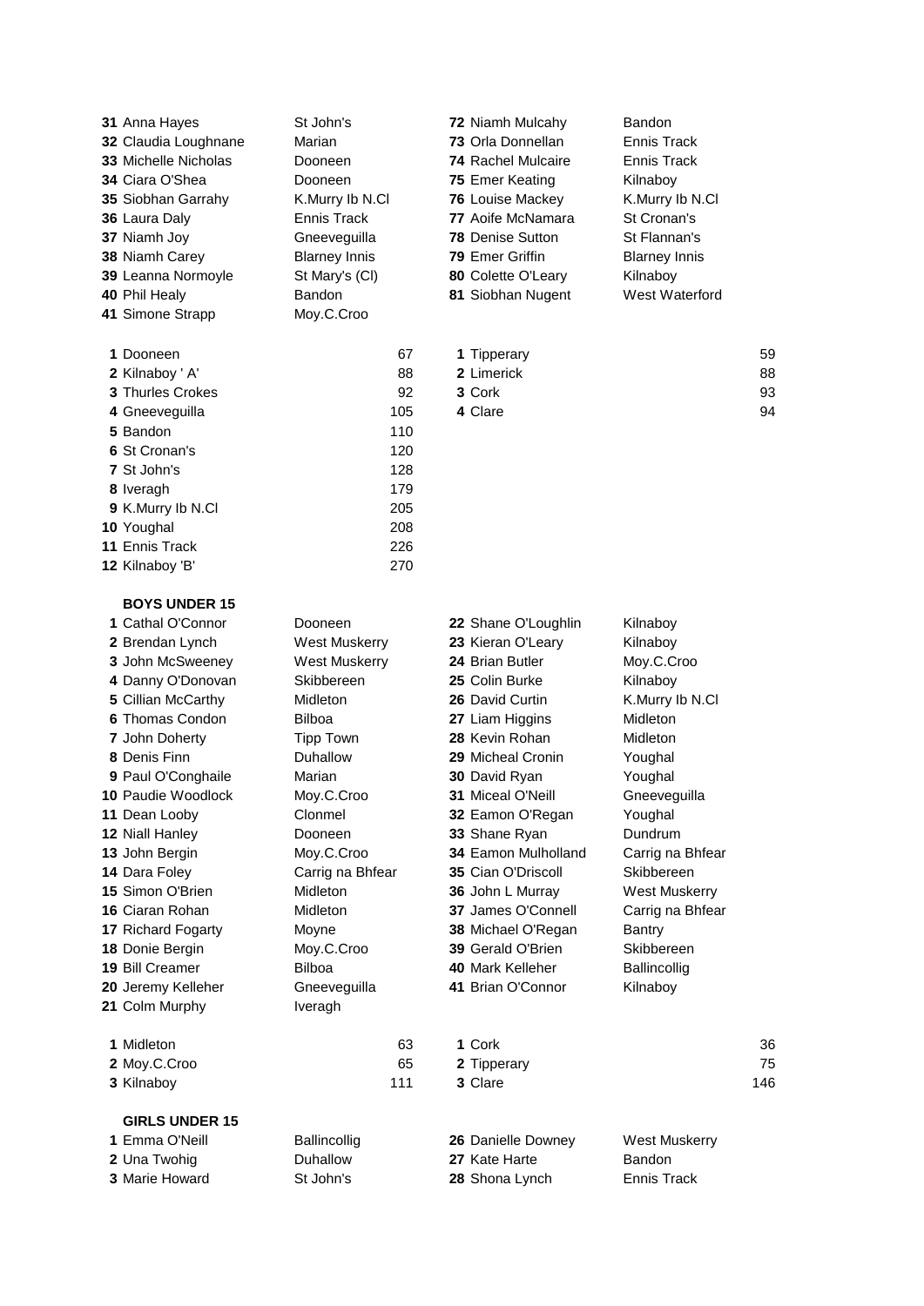31 Anna Hayes St John's
32 Claudia Loughnane Marian
33 Michelle Nicholas Dooneen
34 Ciara O'Shea Dooneen
35 Siobhan Garrahy K.Murry Ib N.Cl
36 Laura Daly Ennis Track
37 Niamh Joy Gneeveguilla
38 Niamh Carey Blarney Innis
39 Leanna Normoyle St Mary's (Cl)
40 Phil Healy Bandon
41 Simone Strapp Moy.C.Croo
72 Niamh Mulcahy Bandon
73 Orla Donnellan Ennis Track
74 Rachel Mulcaire Ennis Track
75 Emer Keating Kilnaboy
76 Louise Mackey K.Murry Ib N.Cl
77 Aoife McNamara St Cronan's
78 Denise Sutton St Flannan's
79 Emer Griffin Blarney Innis
80 Colette O'Leary Kilnaboy
81 Siobhan Nugent West Waterford

| | Team | Points |
|---|---|---|
| 1 | Dooneen | 67 |
| 2 | Kilnaboy ' A' | 88 |
| 3 | Thurles Crokes | 92 |
| 4 | Gneeveguilla | 105 |
| 5 | Bandon | 110 |
| 6 | St Cronan's | 120 |
| 7 | St John's | 128 |
| 8 | Iveragh | 179 |
| 9 | K.Murry Ib N.Cl | 205 |
| 10 | Youghal | 208 |
| 11 | Ennis Track | 226 |
| 12 | Kilnaboy 'B' | 270 |

| | County | Points |
|---|---|---|
| 1 | Tipperary | 59 |
| 2 | Limerick | 88 |
| 3 | Cork | 93 |
| 4 | Clare | 94 |

**BOYS UNDER 15**

1 Cathal O'Connor Dooneen
2 Brendan Lynch West Muskerry
3 John McSweeney West Muskerry
4 Danny O'Donovan Skibbereen
5 Cillian McCarthy Midleton
6 Thomas Condon Bilboa
7 John Doherty Tipp Town
8 Denis Finn Duhallow
9 Paul O'Conghaile Marian
10 Paudie Woodlock Moy.C.Croo
11 Dean Looby Clonmel
12 Niall Hanley Dooneen
13 John Bergin Moy.C.Croo
14 Dara Foley Carrig na Bhfear
15 Simon O'Brien Midleton
16 Ciaran Rohan Midleton
17 Richard Fogarty Moyne
18 Donie Bergin Moy.C.Croo
19 Bill Creamer Bilboa
20 Jeremy Kelleher Gneeveguilla
21 Colm Murphy Iveragh
22 Shane O'Loughlin Kilnaboy
23 Kieran O'Leary Kilnaboy
24 Brian Butler Moy.C.Croo
25 Colin Burke Kilnaboy
26 David Curtin K.Murry Ib N.Cl
27 Liam Higgins Midleton
28 Kevin Rohan Midleton
29 Micheal Cronin Youghal
30 David Ryan Youghal
31 Miceal O'Neill Gneeveguilla
32 Eamon O'Regan Youghal
33 Shane Ryan Dundrum
34 Eamon Mulholland Carrig na Bhfear
35 Cian O'Driscoll Skibbereen
36 John L Murray West Muskerry
37 James O'Connell Carrig na Bhfear
38 Michael O'Regan Bantry
39 Gerald O'Brien Skibbereen
40 Mark Kelleher Ballincollig
41 Brian O'Connor Kilnaboy

| | Team | Points |
|---|---|---|
| 1 | Midleton | 63 |
| 2 | Moy.C.Croo | 65 |
| 3 | Kilnaboy | 111 |

| | County | Points |
|---|---|---|
| 1 | Cork | 36 |
| 2 | Tipperary | 75 |
| 3 | Clare | 146 |

**GIRLS UNDER 15**

1 Emma O'Neill Ballincollig
2 Una Twohig Duhallow
3 Marie Howard St John's
26 Danielle Downey West Muskerry
27 Kate Harte Bandon
28 Shona Lynch Ennis Track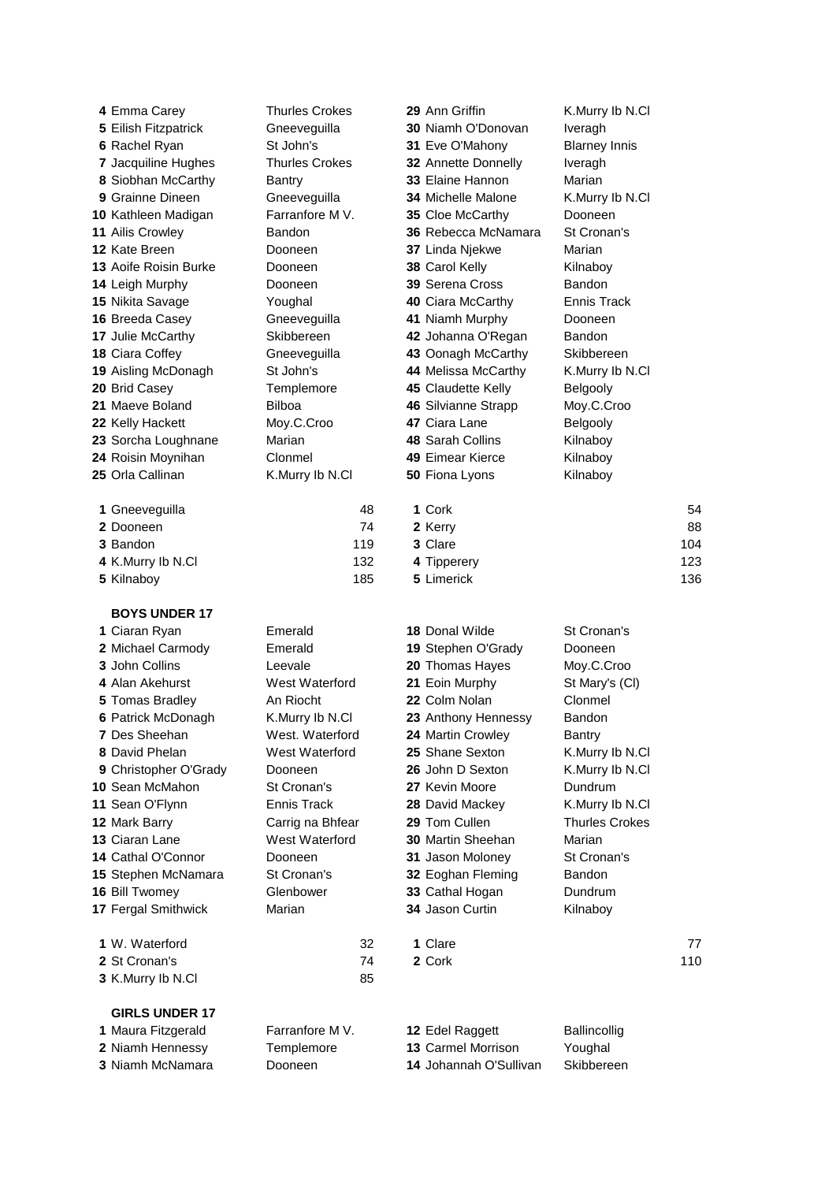| | | | | |
|---|---|---|---|---|
| 4 | Emma Carey | Thurles Crokes | 29 | Ann Griffin | K.Murry Ib N.Cl |
| 5 | Eilish Fitzpatrick | Gneeveguilla | 30 | Niamh O'Donovan | Iveragh |
| 6 | Rachel Ryan | St John's | 31 | Eve O'Mahony | Blarney Innis |
| 7 | Jacquiline Hughes | Thurles Crokes | 32 | Annette Donnelly | Iveragh |
| 8 | Siobhan McCarthy | Bantry | 33 | Elaine Hannon | Marian |
| 9 | Grainne Dineen | Gneeveguilla | 34 | Michelle Malone | K.Murry Ib N.Cl |
| 10 | Kathleen Madigan | Farranfore M V. | 35 | Cloe McCarthy | Dooneen |
| 11 | Ailis Crowley | Bandon | 36 | Rebecca McNamara | St Cronan's |
| 12 | Kate Breen | Dooneen | 37 | Linda Njekwe | Marian |
| 13 | Aoife Roisin Burke | Dooneen | 38 | Carol Kelly | Kilnaboy |
| 14 | Leigh Murphy | Dooneen | 39 | Serena Cross | Bandon |
| 15 | Nikita Savage | Youghal | 40 | Ciara McCarthy | Ennis Track |
| 16 | Breeda Casey | Gneeveguilla | 41 | Niamh Murphy | Dooneen |
| 17 | Julie McCarthy | Skibbereen | 42 | Johanna O'Regan | Bandon |
| 18 | Ciara Coffey | Gneeveguilla | 43 | Oonagh McCarthy | Skibbereen |
| 19 | Aisling McDonagh | St John's | 44 | Melissa McCarthy | K.Murry Ib N.Cl |
| 20 | Brid Casey | Templemore | 45 | Claudette Kelly | Belgooly |
| 21 | Maeve Boland | Bilboa | 46 | Silvianne Strapp | Moy.C.Croo |
| 22 | Kelly Hackett | Moy.C.Croo | 47 | Ciara Lane | Belgooly |
| 23 | Sorcha Loughnane | Marian | 48 | Sarah Collins | Kilnaboy |
| 24 | Roisin Moynihan | Clonmel | 49 | Eimear Kierce | Kilnaboy |
| 25 | Orla Callinan | K.Murry Ib N.Cl | 50 | Fiona Lyons | Kilnaboy |

| | | | | | |
|---|---|---|---|---|---|
| 1 | Gneeveguilla | 48 | 1 | Cork | 54 |
| 2 | Dooneen | 74 | 2 | Kerry | 88 |
| 3 | Bandon | 119 | 3 | Clare | 104 |
| 4 | K.Murry Ib N.Cl | 132 | 4 | Tipperery | 123 |
| 5 | Kilnaboy | 185 | 5 | Limerick | 136 |

**BOYS UNDER 17**

| | | | | | |
|---|---|---|---|---|---|
| 1 | Ciaran Ryan | Emerald | 18 | Donal Wilde | St Cronan's |
| 2 | Michael Carmody | Emerald | 19 | Stephen O'Grady | Dooneen |
| 3 | John Collins | Leevale | 20 | Thomas Hayes | Moy.C.Croo |
| 4 | Alan Akehurst | West Waterford | 21 | Eoin Murphy | St Mary's (Cl) |
| 5 | Tomas Bradley | An Riocht | 22 | Colm Nolan | Clonmel |
| 6 | Patrick McDonagh | K.Murry Ib N.Cl | 23 | Anthony Hennessy | Bandon |
| 7 | Des Sheehan | West. Waterford | 24 | Martin Crowley | Bantry |
| 8 | David Phelan | West Waterford | 25 | Shane Sexton | K.Murry Ib N.Cl |
| 9 | Christopher O'Grady | Dooneen | 26 | John D Sexton | K.Murry Ib N.Cl |
| 10 | Sean McMahon | St Cronan's | 27 | Kevin Moore | Dundrum |
| 11 | Sean O'Flynn | Ennis Track | 28 | David Mackey | K.Murry Ib N.Cl |
| 12 | Mark Barry | Carrig na Bhfear | 29 | Tom Cullen | Thurles Crokes |
| 13 | Ciaran Lane | West Waterford | 30 | Martin Sheehan | Marian |
| 14 | Cathal O'Connor | Dooneen | 31 | Jason Moloney | St Cronan's |
| 15 | Stephen McNamara | St Cronan's | 32 | Eoghan Fleming | Bandon |
| 16 | Bill Twomey | Glenbower | 33 | Cathal Hogan | Dundrum |
| 17 | Fergal Smithwick | Marian | 34 | Jason Curtin | Kilnaboy |

| | | | | | |
|---|---|---|---|---|---|
| 1 | W. Waterford | 32 | 1 | Clare | 77 |
| 2 | St Cronan's | 74 | 2 | Cork | 110 |
| 3 | K.Murry Ib N.Cl | 85 | | | |

**GIRLS UNDER 17**

| | | | | | |
|---|---|---|---|---|---|
| 1 | Maura Fitzgerald | Farranfore M V. | 12 | Edel Raggett | Ballincollig |
| 2 | Niamh Hennessy | Templemore | 13 | Carmel Morrison | Youghal |
| 3 | Niamh McNamara | Dooneen | 14 | Johannah O'Sullivan | Skibbereen |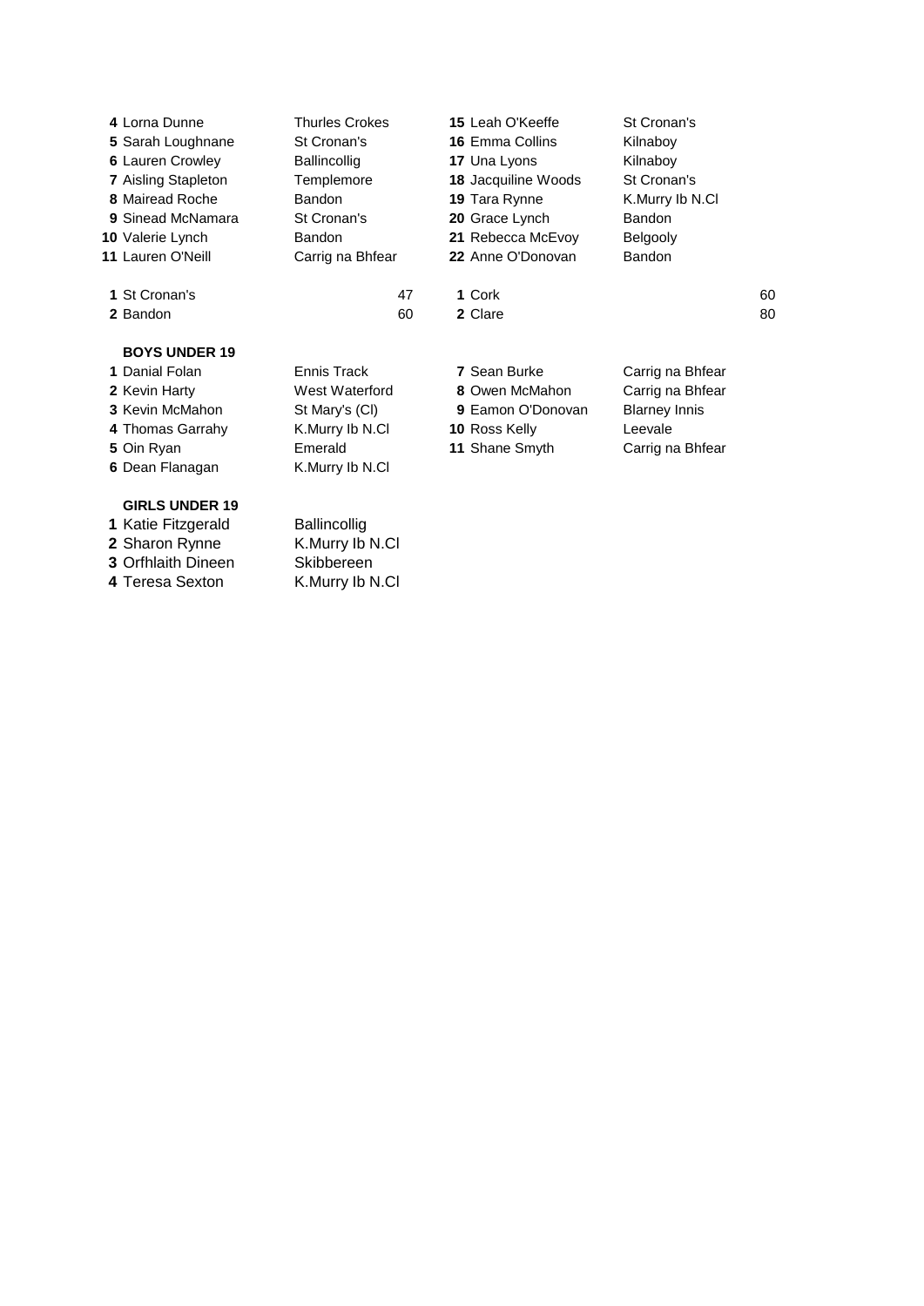| | | | | |
|---|---|---|---|---|
| **4** Lorna Dunne | Thurles Crokes | | **15** Leah O'Keeffe | St Cronan's |
| **5** Sarah Loughnane | St Cronan's | | **16** Emma Collins | Kilnaboy |
| **6** Lauren Crowley | Ballincollig | | **17** Una Lyons | Kilnaboy |
| **7** Aisling Stapleton | Templemore | | **18** Jacquiline Woods | St Cronan's |
| **8** Mairead Roche | Bandon | | **19** Tara Rynne | K.Murry Ib N.Cl |
| **9** Sinead McNamara | St Cronan's | | **20** Grace Lynch | Bandon |
| **10** Valerie Lynch | Bandon | | **21** Rebecca McEvoy | Belgooly |
| **11** Lauren O'Neill | Carrig na Bhfear | | **22** Anne O'Donovan | Bandon |

| | | | |
|---|---|---|---|
| **1** St Cronan's | 47 | **1** Cork | 60 |
| **2** Bandon | 60 | **2** Clare | 80 |

**BOYS UNDER 19**

| | | | |
|---|---|---|---|
| **1** Danial Folan | Ennis Track | **7** Sean Burke | Carrig na Bhfear |
| **2** Kevin Harty | West Waterford | **8** Owen McMahon | Carrig na Bhfear |
| **3** Kevin McMahon | St Mary's (Cl) | **9** Eamon O'Donovan | Blarney Innis |
| **4** Thomas Garrahy | K.Murry Ib N.Cl | **10** Ross Kelly | Leevale |
| **5** Oin Ryan | Emerald | **11** Shane Smyth | Carrig na Bhfear |
| **6** Dean Flanagan | K.Murry Ib N.Cl | | |

**GIRLS UNDER 19**

| | |
|---|---|
| **1** Katie Fitzgerald | Ballincollig |
| **2** Sharon Rynne | K.Murry Ib N.Cl |
| **3** Orfhlaith Dineen | Skibbereen |
| **4** Teresa Sexton | K.Murry Ib N.Cl |